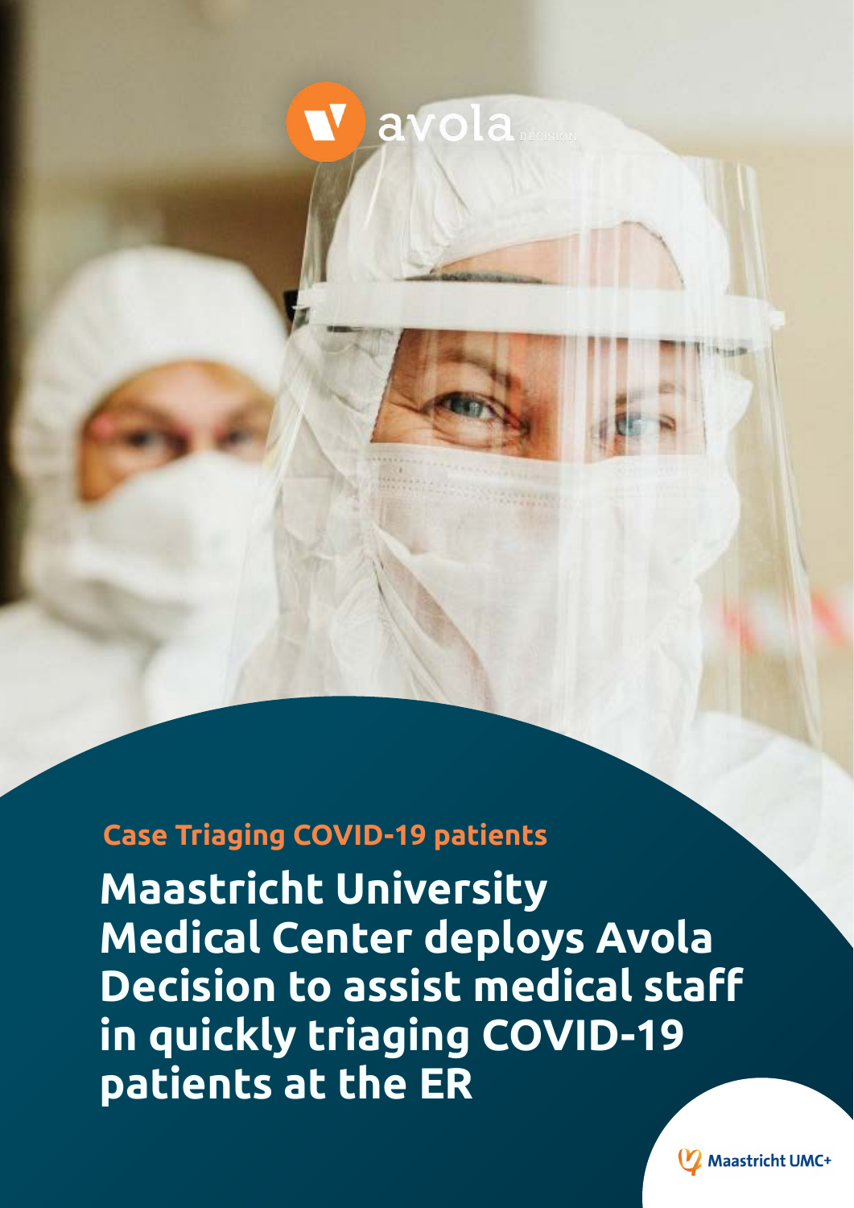avola DECISION

**Case Triaging COVID-19 patients**

# Maastricht University Medical Center deploys Avola Decision to assist medical staff in quickly triaging COVID-19 patients at the ER

Maastricht UMC+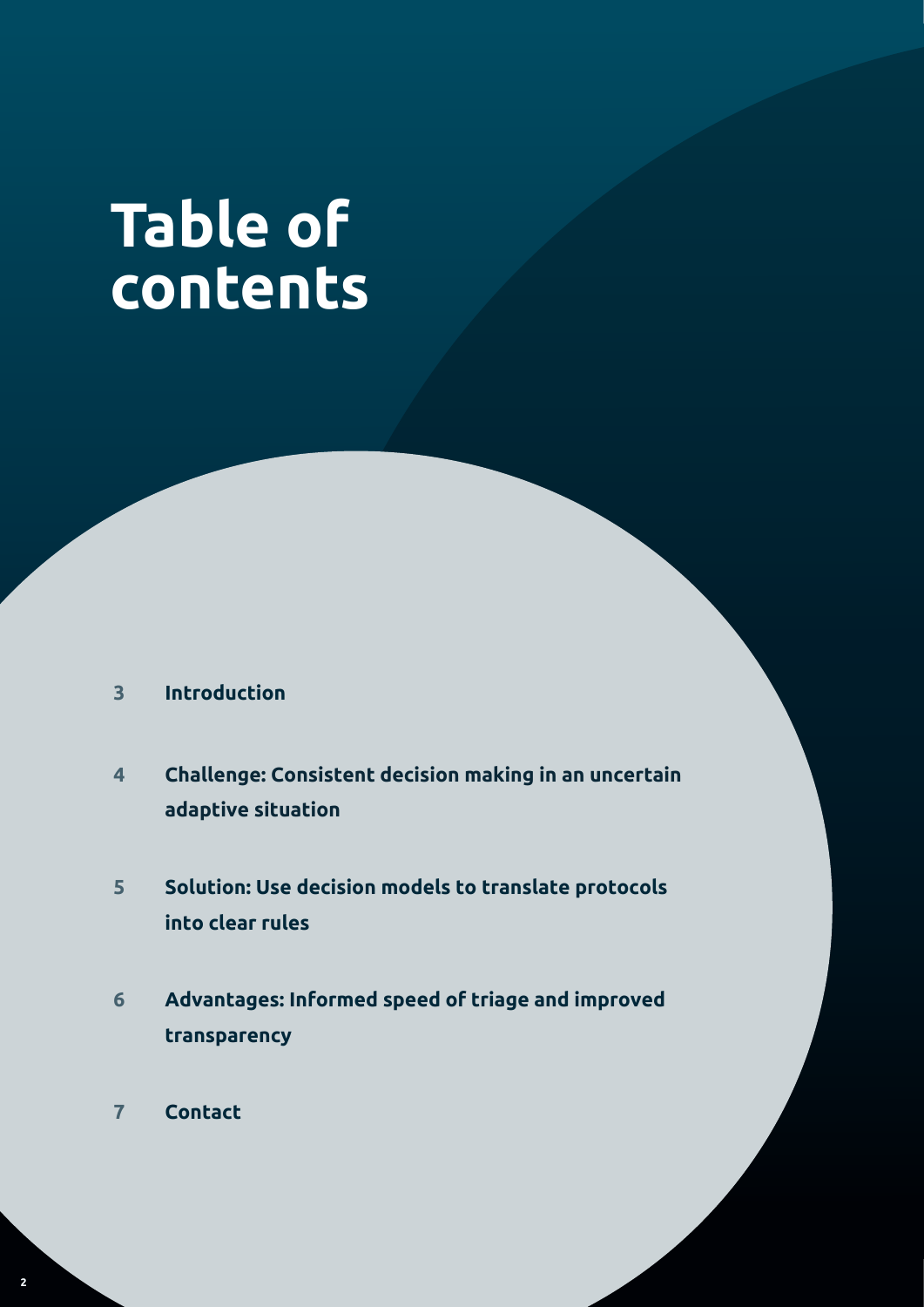# Table of contents

3 **Introduction**

4 **Challenge: Consistent decision making in an uncertain adaptive situation**

5 **Solution: Use decision models to translate protocols into clear rules**

6 **Advantages: Informed speed of triage and improved transparency**

7 **Contact**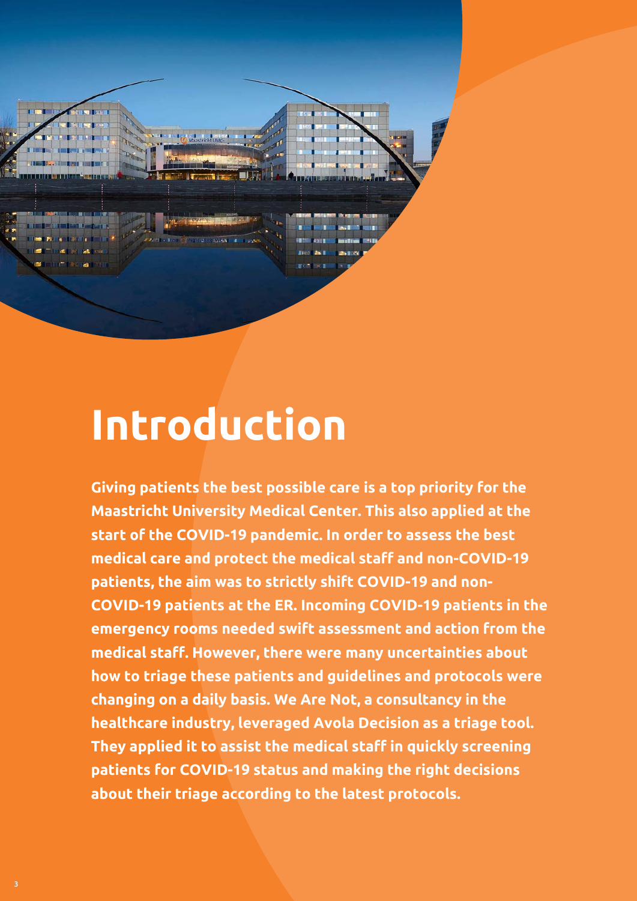# Introduction

**Giving patients the best possible care is a top priority for the Maastricht University Medical Center. This also applied at the start of the COVID-19 pandemic. In order to assess the best medical care and protect the medical staff and non-COVID-19 patients, the aim was to strictly shift COVID-19 and non-COVID-19 patients at the ER. Incoming COVID-19 patients in the emergency rooms needed swift assessment and action from the medical staff. However, there were many uncertainties about how to triage these patients and guidelines and protocols were changing on a daily basis. We Are Not, a consultancy in the healthcare industry, leveraged Avola Decision as a triage tool. They applied it to assist the medical staff in quickly screening patients for COVID-19 status and making the right decisions about their triage according to the latest protocols.**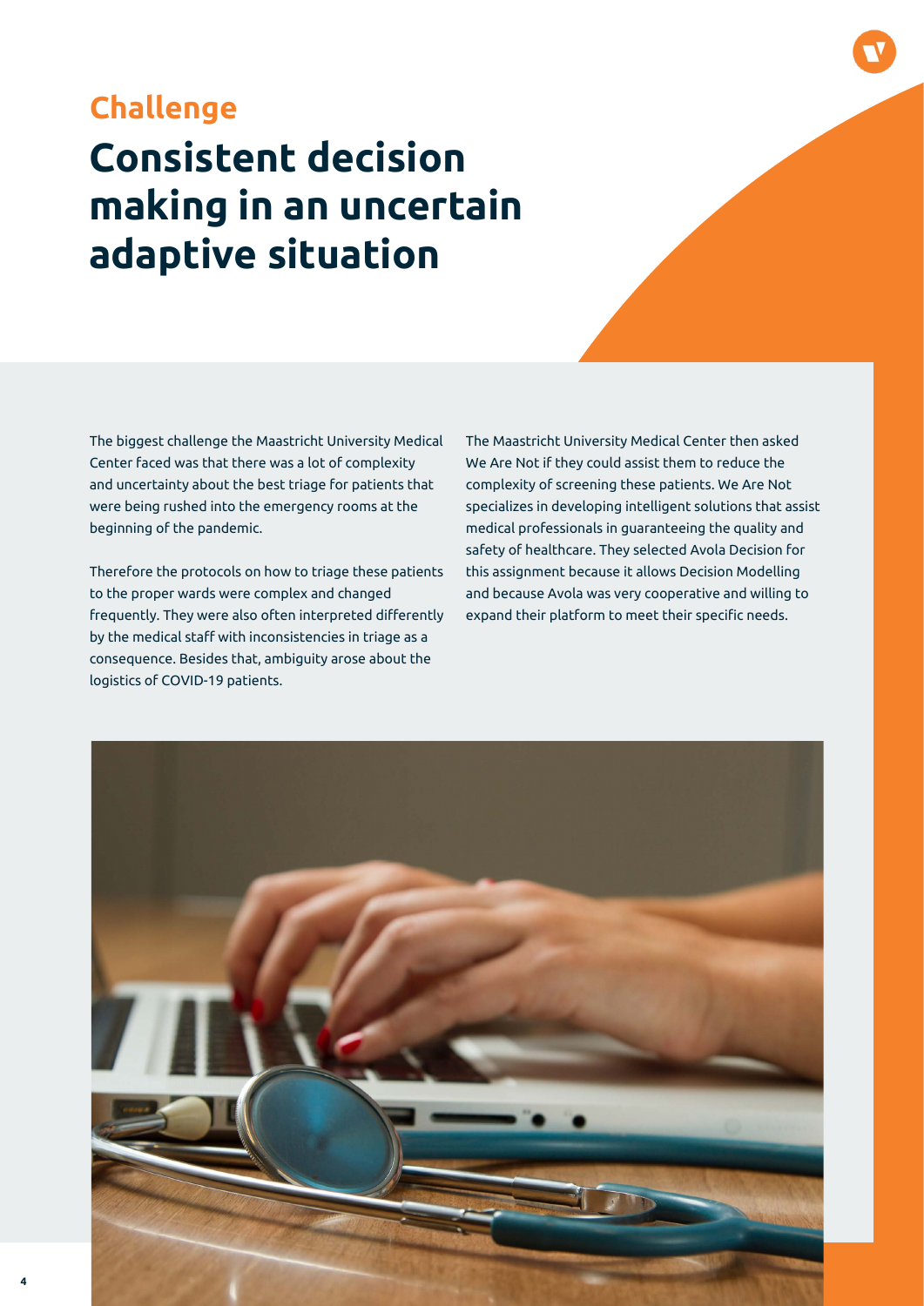## Challenge

# Consistent decision making in an uncertain adaptive situation

The biggest challenge the Maastricht University Medical Center faced was that there was a lot of complexity and uncertainty about the best triage for patients that were being rushed into the emergency rooms at the beginning of the pandemic.

Therefore the protocols on how to triage these patients to the proper wards were complex and changed frequently. They were also often interpreted differently by the medical staff with inconsistencies in triage as a consequence. Besides that, ambiguity arose about the logistics of COVID-19 patients.

The Maastricht University Medical Center then asked We Are Not if they could assist them to reduce the complexity of screening these patients. We Are Not specializes in developing intelligent solutions that assist medical professionals in guaranteeing the quality and safety of healthcare. They selected Avola Decision for this assignment because it allows Decision Modelling and because Avola was very cooperative and willing to expand their platform to meet their specific needs.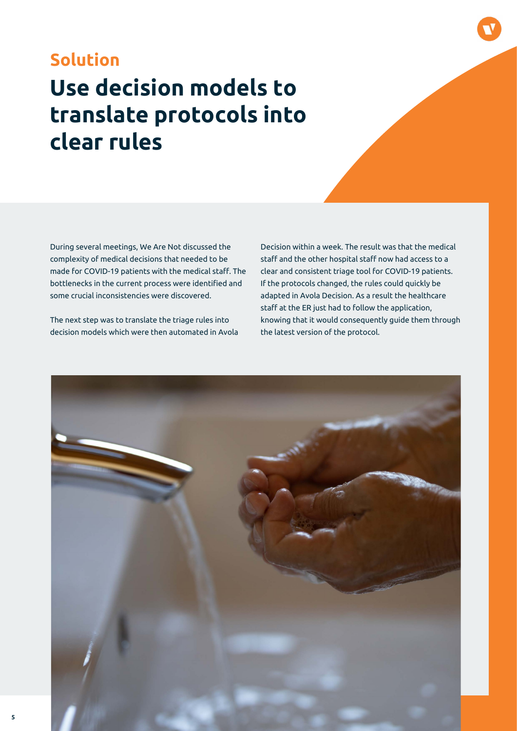## Solution

# Use decision models to translate protocols into clear rules

During several meetings, We Are Not discussed the complexity of medical decisions that needed to be made for COVID-19 patients with the medical staff. The bottlenecks in the current process were identified and some crucial inconsistencies were discovered.

The next step was to translate the triage rules into decision models which were then automated in Avola Decision within a week. The result was that the medical staff and the other hospital staff now had access to a clear and consistent triage tool for COVID-19 patients. If the protocols changed, the rules could quickly be adapted in Avola Decision. As a result the healthcare staff at the ER just had to follow the application, knowing that it would consequently guide them through the latest version of the protocol.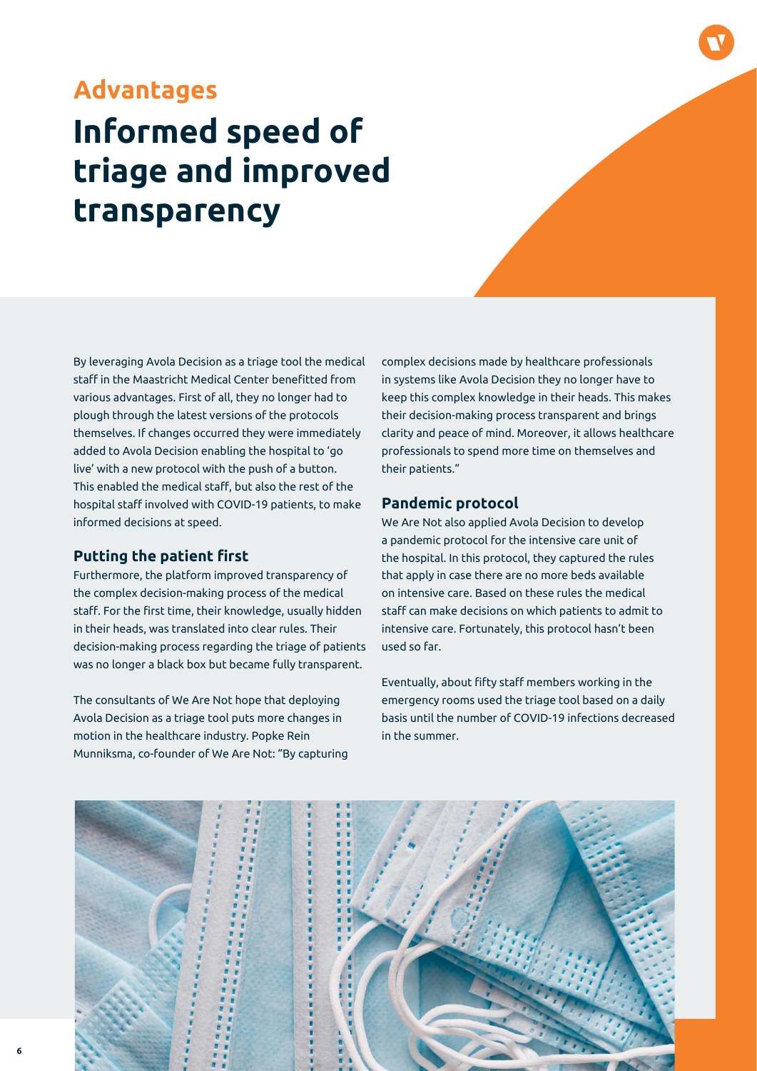## Advantages

# Informed speed of triage and improved transparency

By leveraging Avola Decision as a triage tool the medical staff in the Maastricht Medical Center benefitted from various advantages. First of all, they no longer had to plough through the latest versions of the protocols themselves. If changes occurred they were immediately added to Avola Decision enabling the hospital to 'go live' with a new protocol with the push of a button. This enabled the medical staff, but also the rest of the hospital staff involved with COVID-19 patients, to make informed decisions at speed.

### Putting the patient first

Furthermore, the platform improved transparency of the complex decision-making process of the medical staff. For the first time, their knowledge, usually hidden in their heads, was translated into clear rules. Their decision-making process regarding the triage of patients was no longer a black box but became fully transparent.

The consultants of We Are Not hope that deploying Avola Decision as a triage tool puts more changes in motion in the healthcare industry. Popke Rein Munniksma, co-founder of We Are Not: "By capturing complex decisions made by healthcare professionals in systems like Avola Decision they no longer have to keep this complex knowledge in their heads. This makes their decision-making process transparent and brings clarity and peace of mind. Moreover, it allows healthcare professionals to spend more time on themselves and their patients."

### Pandemic protocol

We Are Not also applied Avola Decision to develop a pandemic protocol for the intensive care unit of the hospital. In this protocol, they captured the rules that apply in case there are no more beds available on intensive care. Based on these rules the medical staff can make decisions on which patients to admit to intensive care. Fortunately, this protocol hasn't been used so far.

Eventually, about fifty staff members working in the emergency rooms used the triage tool based on a daily basis until the number of COVID-19 infections decreased in the summer.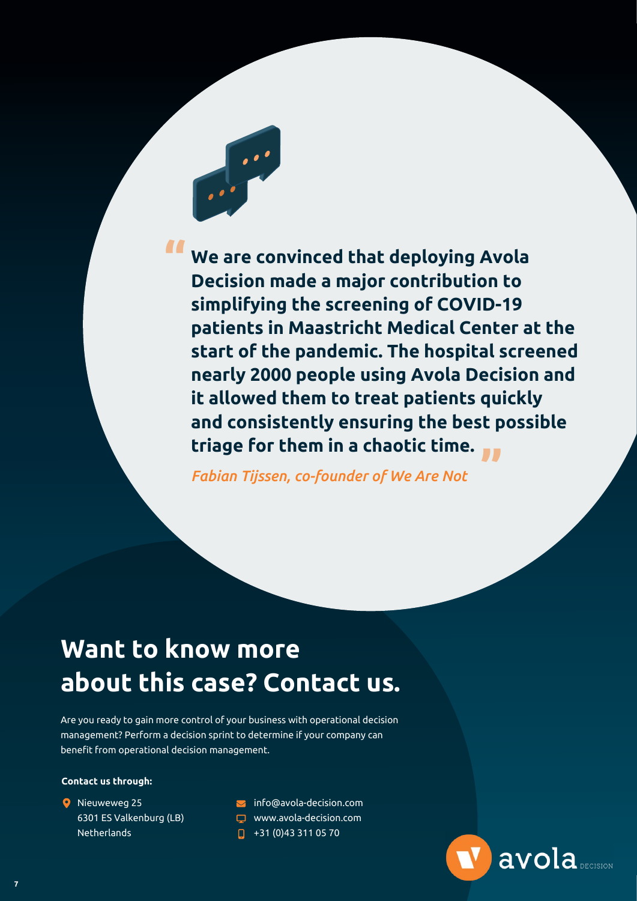> "We are convinced that deploying Avola Decision made a major contribution to simplifying the screening of COVID-19 patients in Maastricht Medical Center at the start of the pandemic. The hospital screened nearly 2000 people using Avola Decision and it allowed them to treat patients quickly and consistently ensuring the best possible triage for them in a chaotic time."
>
> *Fabian Tijssen, co-founder of We Are Not*

# Want to know more about this case? Contact us.

Are you ready to gain more control of your business with operational decision management? Perform a decision sprint to determine if your company can benefit from operational decision management.

**Contact us through:**

Nieuweweg 25
6301 ES Valkenburg (LB)
Netherlands

info@avola-decision.com
www.avola-decision.com
+31 (0)43 311 05 70

avola DECISION